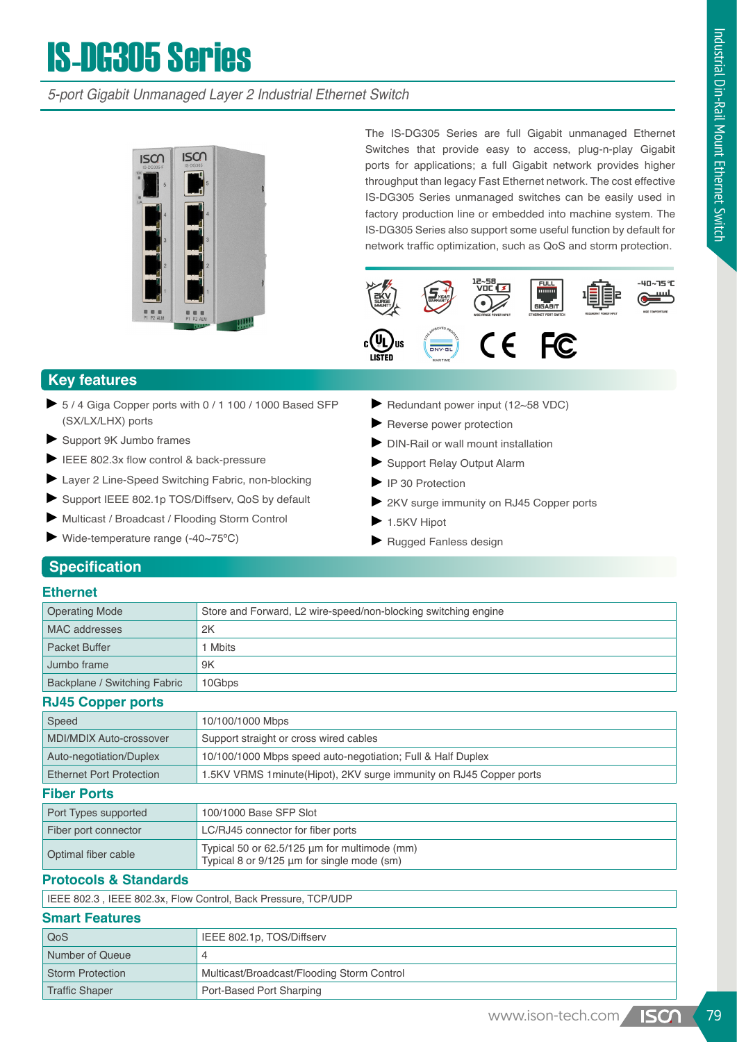# IS-DG305 Series

*5-port Gigabit Unmanaged Layer 2 Industrial Ethernet Switch*

The IS-DG305 Series are full Gigabit unmanaged Ethernet Switches that provide easy to access, plug-n-play Gigabit ports for applications; a full Gigabit network provides higher throughput than legacy Fast Ethernet network. The cost effective IS-DG305 Series unmanaged switches can be easily used in factory production line or embedded into machine system. The IS-DG305 Series also support some useful function by default for network traffic optimization, such as QoS and storm protection.

## Key features

- 5 / 4 Giga Copper ports with 0 / 1 100 / 1000 Based SFP (SX/LX/LHX) ports
- Support 9K Jumbo frames
- IEEE 802.3x flow control & back-pressure
- Layer 2 Line-Speed Switching Fabric, non-blocking
- Support IEEE 802.1p TOS/Diffserv, QoS by default
- Multicast / Broadcast / Flooding Storm Control
- Wide-temperature range (-40~75ºC)
- Redundant power input (12~58 VDC)
- Reverse power protection
- DIN-Rail or wall mount installation
- Support Relay Output Alarm
- IP 30 Protection
- 2KV surge immunity on RJ45 Copper ports
- 1.5KV Hipot
- Rugged Fanless design

## Specification

### Ethernet

| | |
|---|---|
| Operating Mode | Store and Forward, L2 wire-speed/non-blocking switching engine |
| MAC addresses | 2K |
| Packet Buffer | 1 Mbits |
| Jumbo frame | 9K |
| Backplane / Switching Fabric | 10Gbps |

### RJ45 Copper ports

| | |
|---|---|
| Speed | 10/100/1000 Mbps |
| MDI/MDIX Auto-crossover | Support straight or cross wired cables |
| Auto-negotiation/Duplex | 10/100/1000 Mbps speed auto-negotiation; Full & Half Duplex |
| Ethernet Port Protection | 1.5KV VRMS 1minute(Hipot), 2KV surge immunity on RJ45 Copper ports |

### Fiber Ports

| | |
|---|---|
| Port Types supported | 100/1000 Base SFP Slot |
| Fiber port connector | LC/RJ45 connector for fiber ports |
| Optimal fiber cable | Typical 50 or 62.5/125 µm for multimode (mm)<br>Typical 8 or 9/125 µm for single mode (sm) |

### Protocols & Standards

IEEE 802.3 , IEEE 802.3x, Flow Control, Back Pressure, TCP/UDP

### Smart Features

| | |
|---|---|
| QoS | IEEE 802.1p, TOS/Diffserv |
| Number of Queue | 4 |
| Storm Protection | Multicast/Broadcast/Flooding Storm Control |
| Traffic Shaper | Port-Based Port Sharping |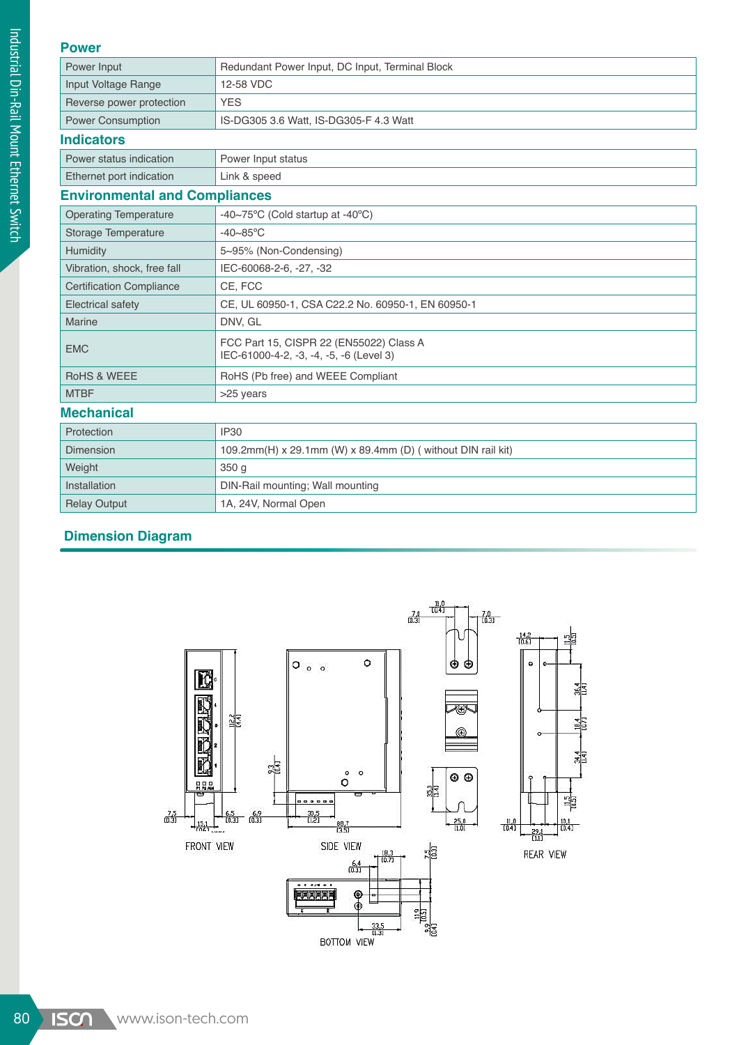## Power

| | |
|---|---|
| Power Input | Redundant Power Input, DC Input, Terminal Block |
| Input Voltage Range | 12-58 VDC |
| Reverse power protection | YES |
| Power Consumption | IS-DG305 3.6 Watt, IS-DG305-F 4.3 Watt |

## Indicators

| | |
|---|---|
| Power status indication | Power Input status |
| Ethernet port indication | Link & speed |

## Environmental and Compliances

| | |
|---|---|
| Operating Temperature | -40~75°C (Cold startup at -40°C) |
| Storage Temperature | -40~85°C |
| Humidity | 5~95% (Non-Condensing) |
| Vibration, shock, free fall | IEC-60068-2-6, -27, -32 |
| Certification Compliance | CE, FCC |
| Electrical safety | CE, UL 60950-1, CSA C22.2 No. 60950-1, EN 60950-1 |
| Marine | DNV, GL |
| EMC | FCC Part 15, CISPR 22 (EN55022) Class A<br>IEC-61000-4-2, -3, -4, -5, -6 (Level 3) |
| RoHS & WEEE | RoHS (Pb free) and WEEE Compliant |
| MTBF | >25 years |

## Mechanical

| | |
|---|---|
| Protection | IP30 |
| Dimension | 109.2mm(H) x 29.1mm (W) x 89.4mm (D) ( without DIN rail kit) |
| Weight | 350 g |
| Installation | DIN-Rail mounting; Wall mounting |
| Relay Output | 1A, 24V, Normal Open |

## Dimension Diagram

FRONT VIEW

SIDE VIEW

REAR VIEW

BOTTOM VIEW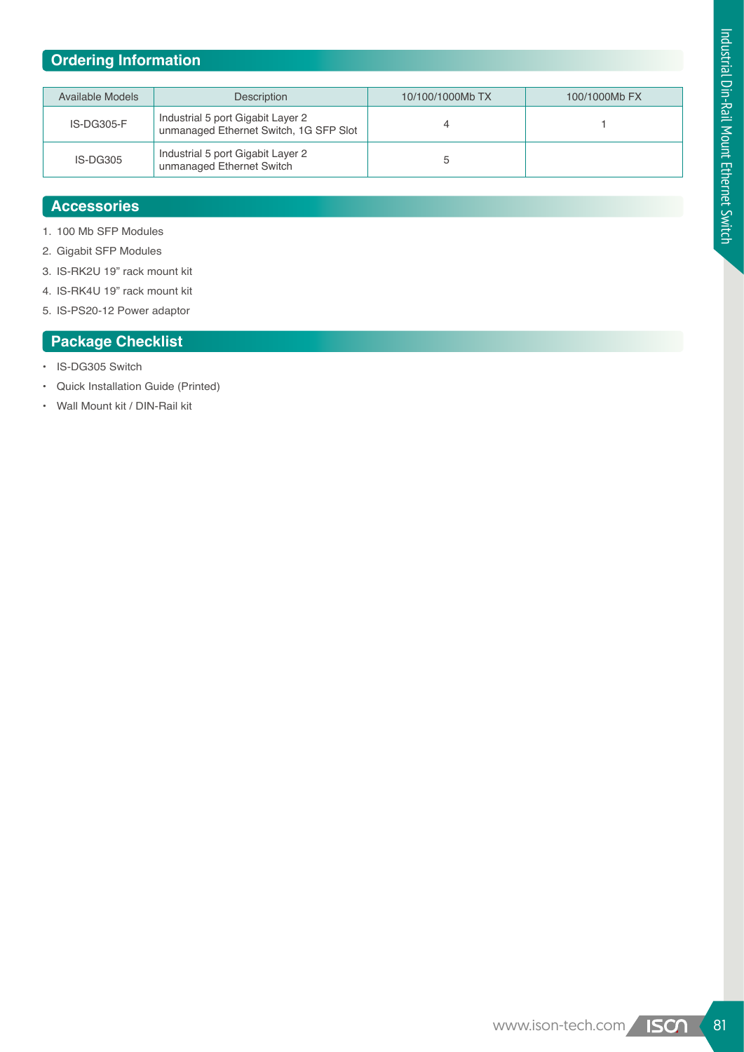## Ordering Information

| Available Models | Description | 10/100/1000Mb TX | 100/1000Mb FX |
|---|---|---|---|
| IS-DG305-F | Industrial 5 port Gigabit Layer 2 unmanaged Ethernet Switch, 1G SFP Slot | 4 | 1 |
| IS-DG305 | Industrial 5 port Gigabit Layer 2 unmanaged Ethernet Switch | 5 | |

## Accessories

1. 100 Mb SFP Modules
2. Gigabit SFP Modules
3. IS-RK2U 19" rack mount kit
4. IS-RK4U 19" rack mount kit
5. IS-PS20-12 Power adaptor

## Package Checklist

- IS-DG305 Switch
- Quick Installation Guide (Printed)
- Wall Mount kit / DIN-Rail kit